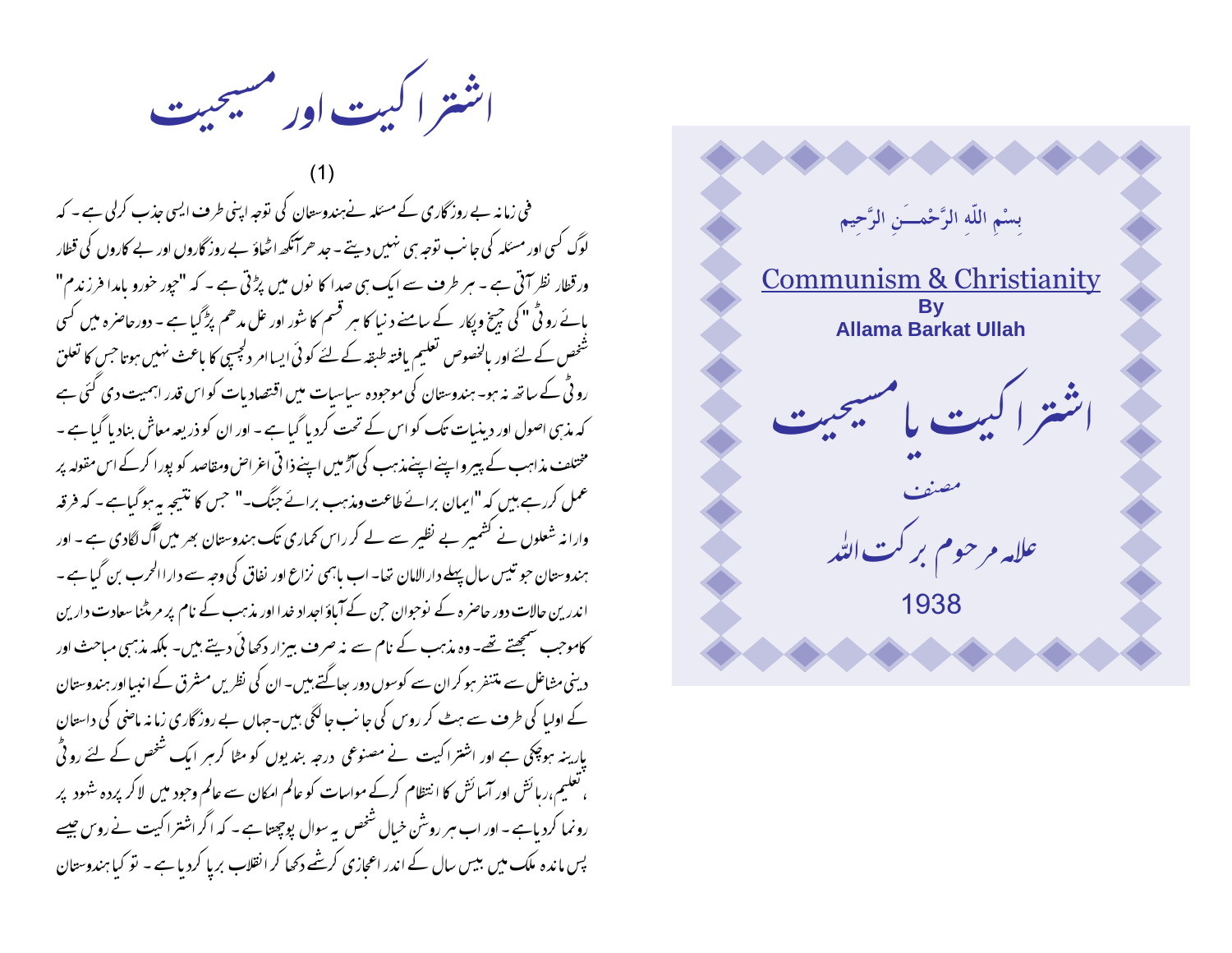بِسْمِ اللّٰہِ الرَّحْمٰنِ الرَّحِیم

# Communism & Christianity

**By**
**Allama Barkat Ullah**

# اشتراکیت یا مسیحیت

مصنف

علامہ مرحوم برکت اللہ

1938

## اشتراکیت اور مسیحیت

(1)

فی زمانہ بے روزگاری کے مسئلہ نےہندوستان کی توجہ اپنی طرف ایسی جذب کرلی ہے ۔ کہ لوگ کسی اور مسئلہ کی جانب توجہ ہی نہیں دیتے ۔ جدھرآنکھ اٹھاؤ بے روزگاروں اور بے کاروں کی قطار ورقطار نظر آتی ہے ۔ ہر طرف سے ایک ہی صدا کا نوں میں پڑتی ہے ۔ کہ "چوں خورو بامدا فرزندم" ہائے روٹی" کی چیخ وپکار کے سامنے دنیا کا ہر قسم کا شور اور غل مدھم پڑگیا ہے ۔ دورحاضرہ میں کسی شخص کے لئے اور بالخصوص تعلیم یافتہ طبقہ کے لئے کوئی ایسا امر دلچسپی کا باعث نہیں ہوتا جس کا تعلق روٹی کے ساتھ نہ ہو۔ ہندوستان کی موجودہ سیاسیات میں اقتصادیات کو اس قدر اہمیت دی گئی ہے کہ مذہبی اصول اور دینیات تک کو اس کے تحت کردیا گیا ہے ۔ اور ان کو ذریعہ معاش بنادیا گیا ہے ۔ مختلف مذاہب کے پیرو اپنے اپنے مذہب کی آڑ میں اپنے ذاتی اغراض ومقاصد کو پورا کرکے اس مقولہ پر عمل کررہے ہیں کہ "ایمان برائے طاعت ومذہب برائے جنگ۔" جس کا نتیجہ یہ ہوگیاہے ۔ کہ فرقہ وارانہ شعلوں نے کشمیر بے نظیر سے لے کر راس کماری تک ہندوستان بھر میں آگ لگادی ہے ۔ اور ہندوستان جو تیس سال پہلے دارالامان تھا۔ اب باہمی نزاع اور نفاق کی وجہ سے دارالحرب بن گیا ہے ۔ اندریں حالات دور حاضرہ کے نوجوان جن کے آباؤ اجداد خدا اور مذہب کے نام پر مرمٹنا سعادت دارین کاموجب سمجھتے تھے۔ وہ مذہب کے نام سے نہ صرف بیزار دکھائی دیتے ہیں۔ بلکہ مذہبی مباحث اور دینی مشاغل سے متنفر ہوکر ان سے کوسوں دور بھاگتے ہیں۔ ان کی نظریں مشرق کے انبیا اور ہندوستان کے اولیا کی طرف سے ہٹ کر روس کی جانب جالگی ہیں۔جہاں بے روزگاری زمانہ ماضی کی داستان پارینہ ہوچکی ہے اور اشتراکیت نے مصنوعی درجہ بندیوں کو مٹا کرہر ایک شخص کے لئے روٹی ،تعلیم،رہائش اور آسائش کا انتظام کرکے مواسات کو عالم امکان سے عالم وجود میں لاکر پردہ شہود پر رونما کردیاہے ۔ اور اب ہر روشن خیال شخص یہ سوال پوچھتا ہے ۔ کہ اگر اشتراکیت نے روس جیسے پس ماندہ ملک میں بیس سال کے اندر اعجازی کرشمے دکھا کر انقلاب برپا کردیا ہے ۔ تو کیا ہندوستان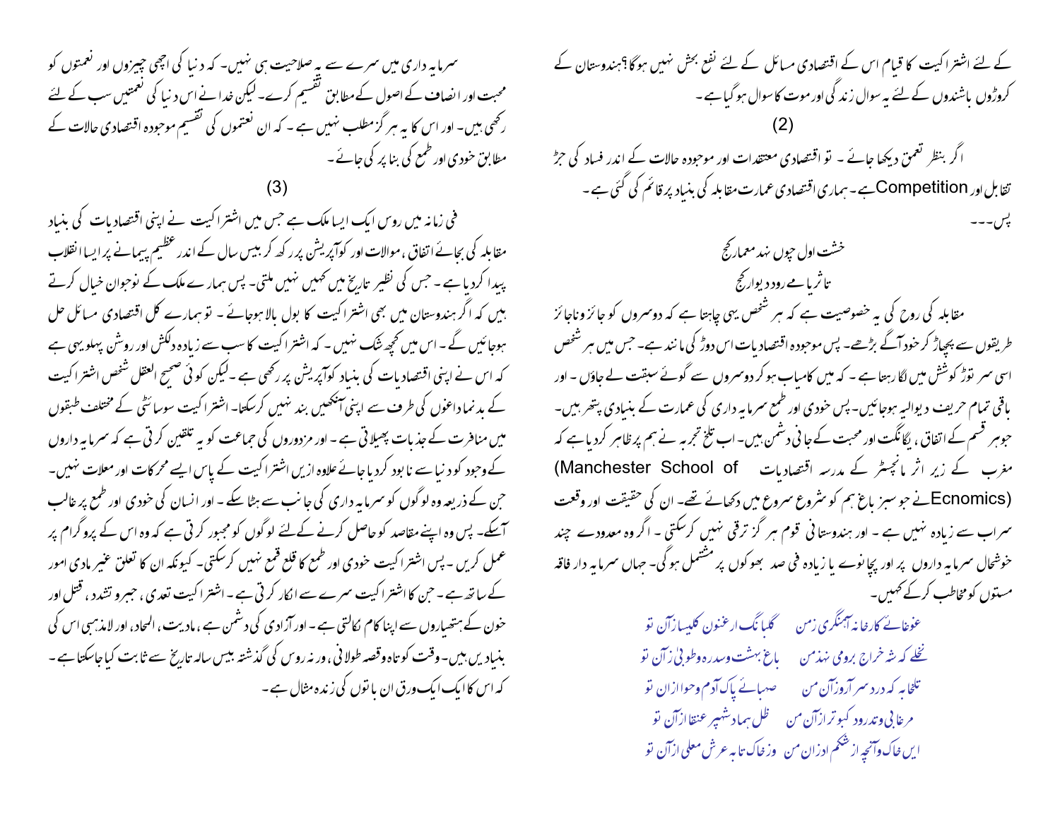کے لئے اشتراکیت کا قیام اس کے اقتصادی مسائل کے لئے نفع بخش نہیں ہوگا؟ہندوستان کے کروڑوں باشندوں کے لئے یہ سوال زندگی اور موت کا سوال ہو گیا ہے۔

(2)

اگر بنظرِ تعمق دیکھا جائے۔ تو اقتصادی معتقدات اور موجودہ حالات کے اندر فساد کی جڑ تقابل اور Competition ہے۔ ہماری اقتصادی عمارت مقابلہ کی بنیاد پر قائم کی گئی ہے۔ پس۔۔۔

خشت اول چوں نہد معمار کج
تا ثریا مے رود دیوار کج

مقابلہ کی روح کی یہ خصوصیت ہے کہ ہر شخص یہی چاہتا ہے کہ دوسروں کو جائز و ناجائز طریقوں سے پچھاڑ کر خود آگے بڑھے۔ پس موجودہ اقتصادیات اس دوڑ کی مانند ہے۔ جس میں ہر شخص اسی سر توڑ کوشش میں لگا رہتا ہے۔ کہ میں کامیاب ہو کر دوسروں سے گوئے سبقت لے جاؤں۔ اور باقی تمام حریف دیوالیہ ہو جائیں۔ پس خودی اور طمع سرمایہ داری کی عمارت کے بنیادی پتھر ہیں۔ جو ہر قسم کے اتفاق، یگانگت اور محبت کے جانی دشمن ہیں۔ اب تلخ تجربہ نے ہم پر ظاہر کر دیا ہے کہ مغرب کے زیر اثر مانچسٹر کے مدرسہ اقتصادیات (Manchester School of Ecnomics) نے جو سبز باغ ہم کو شروع شروع میں دکھائے تھے۔ ان کی حقیقت اور وقعت سراب سے زیادہ نہیں ہے۔ اور ہندوستانی قوم ہرگز ترقی نہیں کر سکتی۔ اگر وہ معدودے چند خوشحال سرمایہ داروں پر اور پچانوے یا زیادہ فی صد بھوکوں پر مشتمل ہوگی۔ جہاں سرمایہ دار فاقہ مستوں کو مخاطب کر کے کہیں۔

غوغائے کارخانہ آہنگری زمن &nbsp;&nbsp;&nbsp; گلبانگ ارغنون کلیسا ازآں تو
نخلے کہ شہ خراج بروے نہد زمن &nbsp;&nbsp;&nbsp; باغ بہشت وسدرہ وطوبیٰ ازآں تو
تلخابہ کہ دردِ سرآرد ازآں من &nbsp;&nbsp;&nbsp; صہبائے پاک آدم وحوا ازاں تو
مرغابی وتدرو دکبوتر ازآں من &nbsp;&nbsp;&nbsp; ظل ہما وشہپر عنقا ازآں تو
ایں خاک وآنچہ از شکمِ او ازاں من &nbsp;&nbsp;&nbsp; وزخاک تا بہ عرش معلی ازآں تو

سرمایہ داری میں سرے سے یہ صلاحیت ہی نہیں۔ کہ دنیا کی اچھی چیزوں اور نعمتوں کو محبت اور انصاف کے اصول کے مطابق تقسیم کرے۔ لیکن خدا نے اس دنیا کی نعمتیں سب کے لئے رکھی ہیں۔ اور اس کا یہ ہرگز مطلب نہیں ہے۔ کہ ان نعمتوں کی تقسیم موجودہ اقتصادی حالات کے مطابق خودی اور طمع کی بنا پر کی جائے۔

(3)

فی زمانہ میں روس ایک ایسا ملک ہے جس میں اشتراکیت نے اپنی اقتصادیات کی بنیاد مقابلہ کی بجائے اتفاق، موالات اور کوآپریشن پر رکھ کر بیس سال کے اندر عظیم پیمانے پر ایسا انقلاب پیدا کر دیا ہے۔ جس کی نظیر تاریخ میں کہیں نہیں ملتی۔ پس ہمارے ملک کے نوجوان خیال کرتے ہیں کہ اگر ہندوستان میں بھی اشتراکیت کا بول بالا ہو جائے۔ تو ہمارے کل اقتصادی مسائل حل ہو جائیں گے۔ اس میں کچھ شک نہیں۔ کہ اشتراکیت کا سب سے زیادہ دلکش اور روشن پہلو یہی ہے کہ اس نے اپنی اقتصادیات کی بنیاد کوآپریشن پر رکھی ہے۔ لیکن کوئی صحیح العقل شخص اشتراکیت کے بد نما داغوں کی طرف سے اپنی آنکھیں بند نہیں کر سکتا۔ اشتراکیت سوسائٹی کے مختلف طبقوں میں منافرت کے جذبات پھیلاتی ہے۔ اور مزدوروں کی جماعت کو یہ تلقین کرتی ہے کہ سرمایہ داروں کے وجود کو دنیا سے نابود کر دیا جائے علاوہ ازیں اشتراکیت کے پاس ایسے محرکات اور معلات نہیں۔ جن کے ذریعہ وہ لوگوں کو سرمایہ داری کی جانب سے ہٹا سکے۔ اور انسان کی خودی اور طمع پر غالب آسکے۔ پس وہ اپنے مقاصد کو حاصل کرنے کے لئے لوگوں کو مجبور کرتی ہے کہ وہ اس کے پروگرام پر عمل کریں۔ پس اشتراکیت خودی اور طمع کا قلع قمع نہیں کر سکتی۔ کیونکہ ان کا تعلق غیر مادی امور کے ساتھ ہے۔ جن کا اشتراکیت سرے سے انکار کرتی ہے۔ اشتراکیت تعدی، جبر و تشدد، قتل اور خون کے ہتھیاروں سے اپنا کام نکالتی ہے۔ اور آزادی کی دشمن ہے، مادیت، الحاد، اور لامذہبی اس کی بنیادیں ہیں۔ وقت کوتاہ و قصہ طولانی، ورنہ روس کی گذشتہ بیس سالہ تاریخ سے ثابت کیا جا سکتا ہے۔ کہ اس کا ایک ایک ورق ان باتوں کی زندہ مثال ہے۔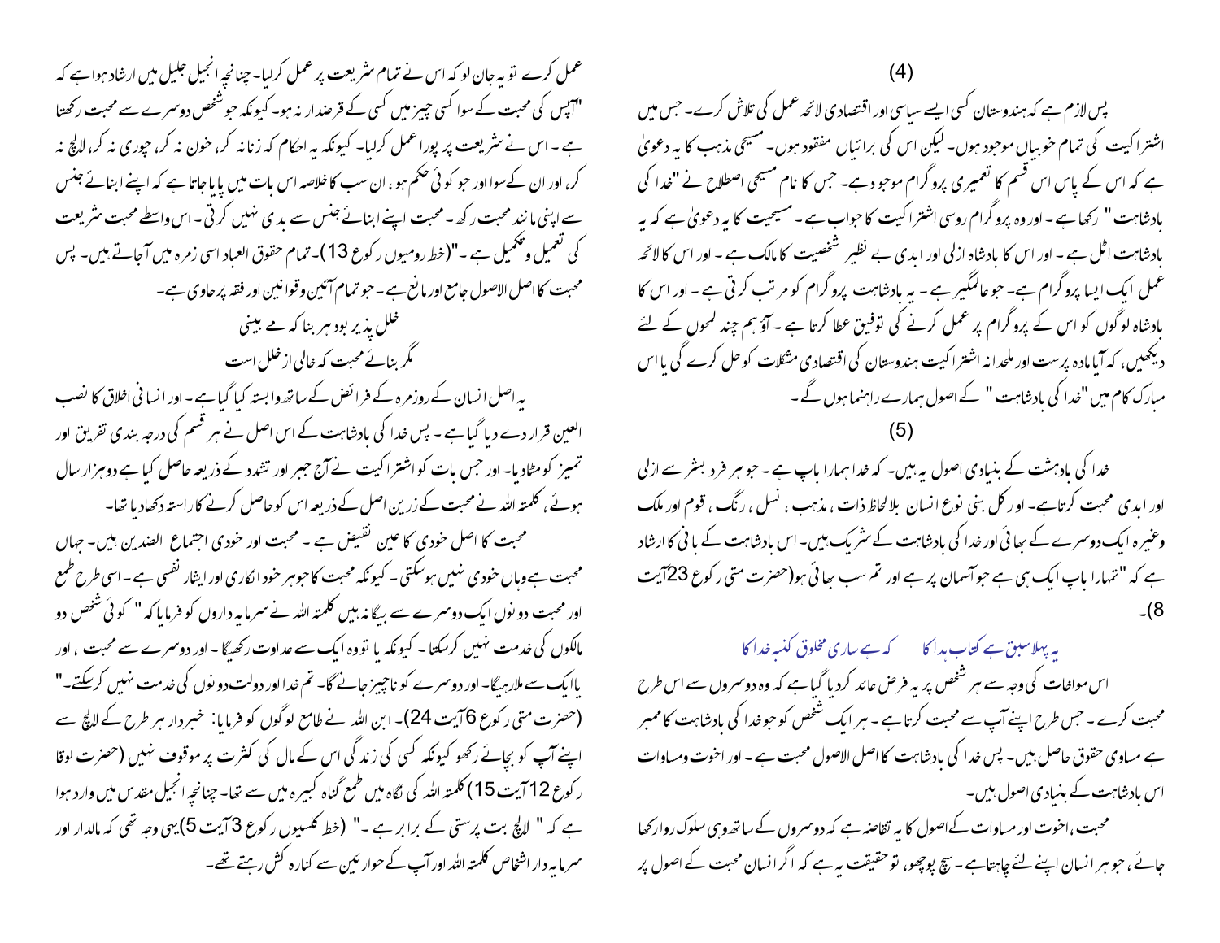(4)

پس لازم ہے کہ ہندوستان کسی ایسے سیاسی اور اقتصادی لائحہ عمل کی تلاش کرے۔ جس میں اشتراکیت کی تمام خوبیاں موجود ہوں۔ لیکن اس کی برائیاں مفقود ہوں۔ مسیحی مذہب کا یہ دعویٰ ہے کہ اس کے پاس اس قسم کا تعمیری پروگرام موجود ہے۔ جس کا نام مسیحی اصطلاح نے "خدا کی بادشاہت" رکھا ہے۔ اور وہ پروگرام روسی اشتراکیت کا جواب ہے۔ مسیحیت کا یہ دعویٰ ہے کہ یہ بادشاہت اٹل ہے۔ اور اس کا بادشاہ ازلی اور ابدی بے نظیر شخصیت کا مالک ہے۔ اور اس کا لائحہ عمل ایک ایسا پروگرام ہے۔ جو عالمگیر ہے۔ یہ بادشاہت پروگرام کو مرتب کرتی ہے۔ اور اس کا بادشاہ لوگوں کو اس کے پروگرام پر عمل کرنے کی توفیق عطا کرتا ہے۔ آؤ ہم چند لمحوں کے لئے دیکھیں، کہ آیا مادہ پرست اور ملحدانہ اشتراکیت ہندوستان کی اقتصادی مشکلات کو حل کرے گی یا اس مبارک کام میں "خدا کی بادشاہت" کے اصول ہمارے راہنما ہوں گے۔

(5)

خدا کی بادہشت کے بنیادی اصول یہ ہیں۔ کہ خدا ہمارا باپ ہے۔ جو ہر فرد بشر سے ازلی اور ابدی محبت کرتاہے۔ اور کل بنی نوع انسان بلالحاظ ذات، مذہب، نسل، رنگ، قوم اور ملک وغیرہ ایک دوسرے کے بھائی اور خدا کی بادشاہت کے شریک ہیں۔ اس بادشاہت کے بانی کا ارشاد ہے کہ "تمہارا باپ ایک ہی ہے جو آسمان پر ہے اور تم سب بھائی ہو(حضرت متی رکوع 23آیت 8)۔

یہ پہلا سبق ہے کتاب ہدا کا &nbsp;&nbsp;&nbsp; کہ ہے ساری مخلوق کنبہ خدا کا

اس مواخات کی وجہ سے ہر شخص پر یہ فرض عائد کردیا گیا ہے کہ وہ دوسروں سے اس طرح محبت کرے۔ جس طرح اپنے آپ سے محبت کرتا ہے۔ ہر ایک شخص کو جو خدا کی بادشاہت کا ممبر ہے مساوی حقوق حاصل ہیں۔ پس خدا کی بادشاہت کا اصل الاصول محبت ہے۔ اور اخوت ومساوات اس بادشاہت کے بنیادی اصول ہیں۔

محبت، اخوت اور مساوات کے اصول کا یہ تقاضہ ہے کہ دوسروں کے ساتھ وہی سلوک روا رکھا جائے، جو ہر انسان اپنے لئے چاہتاہے۔ سچ پوچھو، تو حقیقت یہ ہے کہ اگر انسان محبت کے اصول پر عمل کرے تو یہ جان لو کہ اس نے تمام شریعت پر عمل کرلیا۔ چنانچہ انجیل جلیل میں ارشاد ہوا ہے کہ "آپس کی محبت کے سوا کسی چیز میں کسی کے قرضدار نہ ہو۔ کیونکہ جو شخص دوسرے سے محبت رکھتا ہے۔ اس نے شریعت پر پورا عمل کرلیا۔ کیونکہ یہ احکام کہ زنا نہ کر، خون نہ کر، چوری نہ کر، لالچ نہ کر، اور ان کے سوا اور جو کوئی حکم ہو، ان سب کا خلاصہ اس بات میں پایا جاتا ہے کہ اپنے ابنائے جنس سے اپنی مانند محبت رکھ۔ محبت اپنے ابنائے جنس سے بدی نہیں کرتی۔ اس واسطے محبت شریعت کی تعمیل وتکمیل ہے۔"(خط رومیوں رکوع 13)۔ تمام حقوق العباد اسی زمرہ میں آجاتے ہیں۔ پس محبت کا اصل الاصول جامع اور مانع ہے۔ جو تمام آئین وقوانین اور فقہ پر حاوی ہے۔

خلل پذیر بود ہر بنا کہ مے بینی
مگر بنائے محبت کہ خالی از خلل است

یہ اصل انسان کے روزمرہ کے فرائض کے ساتھ وابستہ کیا گیا ہے۔ اور انسانی اخلاق کا نصب العین قرار دے دیا گیا ہے۔ پس خدا کی بادشاہت کے اس اصل نے ہر قسم کی درجہ بندی تفریق اور تمیز کو مٹادیا۔ اور جس بات کو اشتراکیت نے آج جبر اور تشدد کے ذریعہ حاصل کیا ہے دوہزار سال ہوئے، کلمتہ اللہ نے محبت کے زرین اصل کے ذریعہ اس کو حاصل کرنے کا راستہ دکھادیا تھا۔

محبت کا اصل خودی کا عین نقیض ہے۔ محبت اور خودی اجتماع الضدین ہیں۔ جہاں محبت ہے وہاں خودی نہیں ہوسکتی۔ کیونکہ محبت کا جوہر خود انکاری اور ایثار نفسی ہے۔ اسی طرح طمع اور محبت دونوں ایک دوسرے سے بیگانہ ہیں کلمتہ اللہ نے سرمایہ داروں کو فرمایا کہ "کوئی شخص دو مالکوں کی خدمت نہیں کرسکتا۔ کیونکہ یا تو وہ ایک سے عداوت رکھیگا۔ اور دوسرے سے محبت، اور یا ایک سے ملارہیگا۔ اور دوسرے کو ناچیز جانے گا۔ تم خدا اور دولت دونوں کی خدمت نہیں کرسکتے۔" (حضرت متی رکوع 6آیت 24)۔ ابن اللہ نے طامع لوگوں کو فرمایا: خبردار ہر طرح کے لالچ سے اپنے آپ کو بچائے رکھو کیونکہ کسی کی زندگی اس کے مال کی کثرت پر موقوف نہیں (حضرت لوقا رکوع 12آیت 15) کلمتہ اللہ کی نگاہ میں طمع گناہ کبیرہ میں سے تھا۔ چنانچہ انجیل مقدس میں وارد ہوا ہے کہ "لالچ بت پرستی کے برابر ہے۔" (خط کلسیوں رکوع 3آیت 5)یہی وجہ تھی کہ مالدار اور سرمایہ دار اشخاص کلمتہ اللہ اور آپ کے حوارئین سے کنارہ کش رہتے تھے۔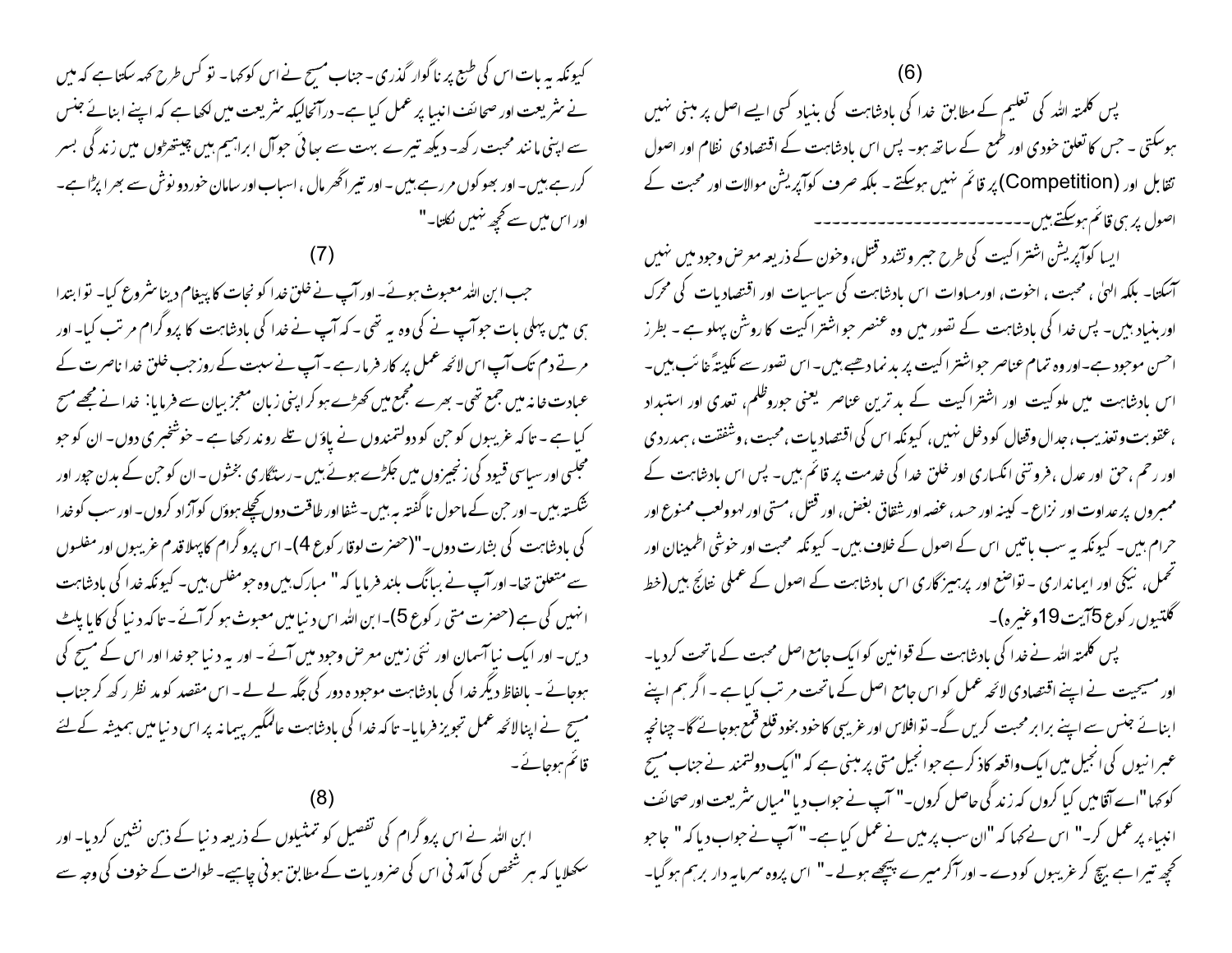(6)

پس کلمتہ اللہ کی تعلیم کے مطابق خدا کی بادشاہت کی بنیاد کسی ایسے اصل پر مبنی نہیں ہوسکتی ۔ جس کا تعلق خودی اور طمع کے ساتھ ہو۔ پس اس بادشاہت کے اقتصادی نظام اور اصول تقابل اور (Competition) پر قائم نہیں ہوسکتے ۔ بلکہ صرف کوآپریشن موالات اور محبت کے اصول پر ہی قائم ہوسکتے ہیں۔-----------------------------------

ایسا کوآپریشن اشتراکیت کی طرح جبر وتشدد قتل، وخون کے ذریعہ معرض وجود میں نہیں آسکتا۔ بلکہ الہیٰ ، محبت ، اخوت، اورمساوات اس بادشاہت کی سیاسیات اور اقتصادیات کی محرک اور بنیاد ہیں۔ پس خدا کی بادشاہت کے تصور میں وہ عنصر جو اشتراکیت کا روشن پہلو ہے ۔ بطرز احسن موجود ہے۔اور وہ تمام عناصر جو اشتراکیت پر بدنما دھبے ہیں۔ اس تصور سے کلیتہً غائب ہیں۔ اس بادشاہت میں ملوکیت اور اشتراکیت کے بدترین عناصر یعنی جوروظلم، تعدی اور استبداد ،عقوبت وتعذیب، جدال وقتال کو دخل نہیں، کیونکہ اس کی اقتصادیات ،محبت ، وشفقت ، ہمدردی اور رحم ، حق اور عدل ، فروتنی انکساری اور خلق خدا کی خدمت پر قائم ہیں۔ پس اس بادشاہت کے ممبروں پر عداوت اور نزاع ۔ کینہ اور حسد، غصہ اور شقاق بغض، اور قتل، مستی اور لہو ولعب ممنوع اور حرام ہیں۔ کیونکہ یہ سب باتیں اس کے اصول کے خلاف ہیں۔ کیونکہ محبت اور خوشی اطمینان اور تحمل، نیکی اور ایمانداری ۔ تواضع اور پرہیزگاری اس بادشاہت کے اصول کے عملی نتائج ہیں(خط گلتیوں رکوع 5آیت19وغیرہ)۔

پس کلمتہ اللہ نے خدا کی بادشاہت کے قوانین کو ایک جامع اصل محبت کے ماتحت کردیا۔ اور مسیحیت نے اپنے اقتصادی لائحہ عمل کو اس جامع اصل کے ماتحت مرتب کیا ہے ۔ اگر ہم اپنے ابنائے جنس سے اپنے برابر محبت کریں گے۔ تو افلاس اور غریبی کا خود بخود قلع قمع ہوجائے گا۔ چنانچہ عبرانیوں کی انجیل میں ایک واقعہ کاذکر ہے جو انجیل متی پر مبنی ہے کہ "ایک دولتمند نے جناب مسیح کو کہا "اے آقا میں کیا کروں کہ زندگی حاصل کروں۔" آپ نے جواب دیا "میاں شریعت اور صحائف انبیاء پر عمل کر۔" اس نے کہا کہ "ان سب پر میں نے عمل کیا ہے۔" آپ نے جواب دیا کہ " جا جو کچھ تیرا ہے بیچ کر غریبوں کو دے ۔ اور آکر میرے پیچھے ہولے ۔" اس پر وہ سرمایہ دار برہم ہوگیا۔ کیونکہ یہ بات اس کی طبع پر ناگوار گذری ۔ جناب مسیح نے اس کو کہا ۔ تو کس طرح کہہ سکتا ہے کہ میں نے شریعت اور صحائف انبیا پر عمل کیا ہے۔ درآنحالیکہ شریعت میں لکھا ہے کہ اپنے ابنائے جنس سے اپنی مانند محبت رکھ۔ دیکھ تیرے بہت سے بھائی جو آل ابراہیم ہیں چیتھڑوں میں زندگی بسر کررہے ہیں۔ اور بھوکوں مررہے ہیں۔ اور تیرا گھر مال ، اسباب اور سامان خوردونوش سے بھرا پڑا ہے۔ اور اس میں سے کچھ نہیں نکلتا۔"

(7)

جب ابن اللہ مبعوث ہوئے۔ اور آپ نے خلق خدا کو نجات کا پیغام دینا شروع کیا۔ تو ابتدا ہی میں پہلی بات جو آپ نے کی وہ یہ تھی ۔ کہ آپ نے خدا کی بادشاہت کا پروگرام مرتب کیا۔ اور مرتے دم تک آپ اس لائحہ عمل پر کار فرما رہے ۔ آپ نے سبت کے روز جب خلق خدا ناصرت کے عبادت خانہ میں جمع تھی۔ بھرے مجمع میں کھڑے ہو کر اپنی زبان معجز بیان سے فرمایا: خدا نے مجھے مسح کیا ہے ۔ تاکہ غریبوں کو جن کو دولتمندوں نے پاؤں تلے روند رکھا ہے ۔ خوشخبری دوں۔ ان کو جو مجلسی اور سیاسی قیود کی زنجیروں میں جکڑے ہوئے ہیں۔ رستگاری بخشوں۔ ان کو جن کے بدن چور اور شکستہ ہیں۔ اور جن کے ماحول ناگفتہ بہ ہیں۔ شفا اور طاقت دوں کچلے ہوؤں کو آزاد کروں۔ اور سب کو خدا کی بادشاہت کی بشارت دوں۔"(حضرت لوقا رکوع 4)۔ اس پروگرام کا پہلا قدم غریبوں اور مفلسوں سے متعلق تھا۔ اور آپ نے ببانگ بلند فرمایا کہ " مبارک ہیں وہ جو مفلس ہیں۔ کیونکہ خدا کی بادشاہت انہیں کی ہے (حضرت متی رکوع 5)۔ ابن اللہ اس دنیا میں مبعوث ہو کر آئے ۔ تاکہ دنیا کی کایا پلٹ دیں۔ اور ایک نیا آسمان اور نئی زمین معرض وجود میں آئے ۔ اور یہ دنیا جو خدا اور اس کے مسیح کی ہوجائے ۔ بالفاظ دیگر خدا کی بادشاہت موجودہ دور کی جگہ لے لے ۔ اس مقصد کو مدنظر رکھ کر جناب مسیح نے اپنا لائحہ عمل تجویز فرمایا۔ تاکہ خدا کی بادشاہت عالمگیر پیمانہ پر اس دنیا میں ہمیشہ کے لئے قائم ہوجائے۔

(8)

ابن اللہ نے اس پروگرام کی تفصیل کو تمثیلوں کے ذریعہ دنیا کے ذہن نشین کردیا۔ اور سکھلایا کہ ہر شخص کی آمدنی اس کی ضروریات کے مطابق ہونی چاہیے۔ طوالت کے خوف کی وجہ سے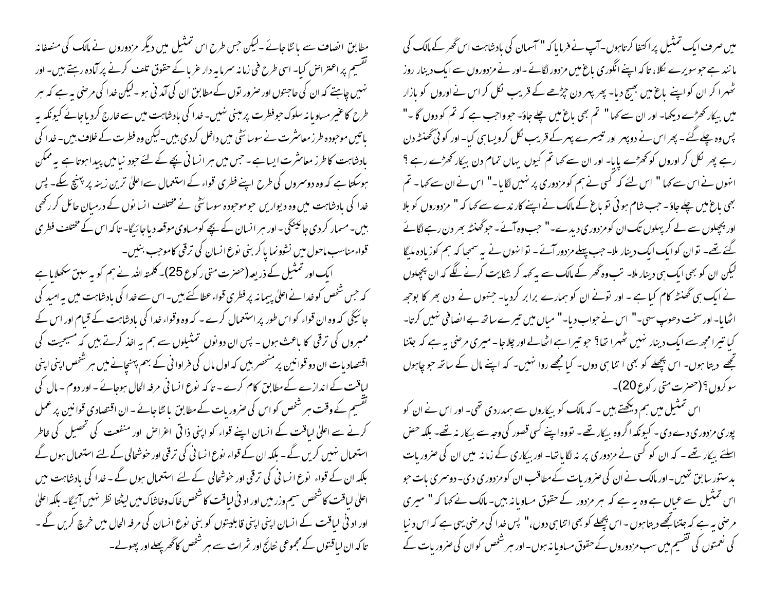میں صرف ایک تمثیل پر اکتفا کرتاہوں۔آپ نے فرمایا کہ " آسمان کی بادشاہت اس گھر کے مالک کی مانند ہے جو سویرے نکلا، تاکہ اپنے انگوری باغ میں مزدور لگائے۔اور نے مزدوروں سے ایک دینار روز ٹھہرا کر ان کو اپنے باغ میں بھیج دیا۔ پھر پہر دن چڑھے کے قریب نکل کر اس نے اوروں کو بازار میں بیکار کھڑے دیکھا۔ اور ان سے کہا " تم بھی باغ میں چلے جاؤ۔ جو واجب ہے کہ تم کو دوں گا۔" پس وہ چلے گئے۔ پھر اس نے دوپہر اور تیسرے پہر کے قریب نکل کر ویسا ہی کیا۔ اور کوئی گھنٹہ دن رہے پھر نکل کر اوروں کو کھڑے پایا۔ اور ان سے کہا تم کیوں یہاں تمام دن بیکار کھڑے رہے ؟ انہوں نے اس سے کہا " اس لئے کہ کسی نے ہم کو مزدوری پر نہیں لگایا۔" اس نے ان سے کہا۔ تم بھی باغ میں چلے جاؤ۔ جب شام ہوئی تو باغ کے مالک نے اپنے کارندے سے کہا کہ " مزدوروں کو بلا اور پچھلوں سے لے کر پہلوں تک ان کو مزدوری دیدے۔" جب وہ آئے۔ جو گھنٹہ بھر دن رہے لگائے گئے تھے۔ تو ان کو ایک ایک دینار ملا۔ جب پہلے مزدور آئے۔ تو انہوں نے یہ سمجھا کہ ہم کو زیادہ ملیگا لیکن ان کو بھی ایک ہی دینار ملا۔ تب وہ گھر کے مالک سے یہ کہہ کر شکایت کرنے لگے کہ ان پچھلوں نے ایک ہی گھنٹہ کام کیا ہے۔ اور تونے ان کو ہمارے برابر کردیا۔ جنہوں نے دن بھر کا بوجھ اٹھایا۔ اور سخت دھوپ سہی۔" اس نے جواب دیا۔" میاں میں تیرے ساتھ بے انصافی نہیں کرتا۔ کیا تیرا مجھ سے ایک دینار نہیں ٹھہرا تھا؟ جو تیرا ہے اٹھالے اور چلاجا۔ میری مرضی یہ ہے کہ جتنا تجھے دیتا ہوں۔ اس پچھلے کو بھی اتنا ہی دوں۔ کیا مجھے روا نہیں۔ کہ اپنے مال کے ساتھ جو چاہوں سو کروں؟ (حضرت متی رکوع 20)۔

اس تمثیل میں ہم دیکھتے ہیں ۔ کہ مالک کو بیکاروں سے ہمدردی تھی۔ اور اس نے ان کو پوری مزدوری دے دی ۔ کیونکہ اگروہ بیکار تھے ۔ تووہ اپنے کسی قصور کی وجہ سے بیکار نہ تھے۔ بلکہ حض اسلئے بیکار تھے ۔ کہ ان کو کسی نے مزدوری پر نہ لگایا تھا۔ اور بیکاری کے زمانہ میں ان کی ضروریات بدستور سابق تھیں۔ اور مالک نے ان کی ضروریات کے مطابق ان کو مزدوری دی۔ دوسری بات جو اس تمثیل سے عیاں ہے وہ یہ ہے کہ ہر مزدور کے حقوق مساویانہ ہیں۔ مالک نے کہا کہ " میری مرضی یہ ہے کہ جتنا تجھے دیتا ہوں ۔ اس پچھلے کو بھی اتنا ہی دوں،" پس خدا کی مرضی یہی ہے کہ اس دنیا کی نعمتوں کی تقسیم میں سب مزدوروں کے حقوق مساویانہ ہوں۔ اور ہر شخص کو ان کی ضروریات کے مطابق انصاف سے بانٹا جائے ۔لیکن جس طرح اس تمثیل میں دیگر مزدوروں نے مالک کی منصفانہ تقسیم پر اعتراض کیا۔ اسی طرح فی زمانہ سرمایہ دار غربا کے حقوق تلف کرنے پر آمادہ رہتے ہیں۔ اور نہیں چاہتے کہ ان کی حاجتوں اور ضرورتوں کے مطابق ان کی آمدنی ہو ۔لیکن خدا کی مرضی یہ ہے کہ ہر طرح کا غیر مساویانہ سلوک جو فطرت پر مبنی نہیں۔ خدا کی بادشاہت میں سے خارج کردیا جائے کیونکہ یہ باتیں موجودہ طرز معاشرت نے سوسائٹی میں داخل کردی ہیں۔لیکن وہ فطرت کے خلاف ہیں۔ خدا کی بادشاہت کا طرز معاشرت ایسا ہے ۔ جس میں ہر انسانی بچے کے لئے جو دنیامیں پیدا ہوتاہے یہ ممکن ہوسکتا ہے کہ وہ دوسروں کی طرح اپنے فطری قواء کے استعمال سے اعلیٰ ترین زینہ پر پہنچ سکے۔ پس خدا کی بادشاہت میں وہ دیواریں جو موجودہ سوسائٹی نے مختلف انسانوں کے درمیان حائل کر رکھی ہیں۔ مسمار کردی جائینگی ۔ اور ہر انسان کے بچے کو مساوی موقعہ دیا جائیگا۔ تاکہ اس کے مختلف فطری قواء مناسب ماحول میں نشوونما پاکر بنی نوع انسان کی ترقی کاموجب بنیں۔

ایک اور تمثیل کے ذریعہ (حضرت متی رکوع 25)۔ کلمتہ اللہ نے ہم کو یہ سبق سکھلایا ہے کہ جس شخص کو خدا نے اعلیٰ پیمانہ پر فطری قواء عطا کئے ہیں۔ اس سے خدا کی بادشاہت میں یہ امید کی جائیگی کہ وہ ان قواء کو اس طور پر استعمال کرے ۔ کہ وہ وقواء خدا کی بادشاہت کے قیام اور اس کے ممبروں کی ترقی کا باعث ہوں ۔ پس ان دونوں تمثیلوں سے ہم یہ اخذ کرتے ہیں کہ مسیحیت کی اقتصادیات ان دو قوانین پر منحصر ہیں کہ اول مال کی فراوانی کے بہم پہنچانے میں ہر شخص اپنی اپنی لیاقت کے اندازے کے مطابق کام کرے ۔ تاکہ نوع انسانی مرفہ الحال ہوجائے ۔ اور دوم ۔ مال کی تقسیم کے وقت ہر شخص کو اس کی ضروریات کے مطابق بانٹا جائے ۔ ان اقتصادی قوانین پر عمل کرنے سے اعلیٰ لیاقت کے انسان اپنے قواء کو اپنی ذاتی اغراض اور منفعت کی تحصیل کی خاطر استعمال نہیں کریں گے ۔ بلکہ ان کے قواء نوع انسانی کی ترقی اور خوشحالی کے لئے استعمال ہوں گے بلکہ ان کے قواء نوع انسانی کی ترقی اور خوشحالی کے لئے استعمال ہوں گے ۔ خدا کی بادشاہت میں اعلیٰ لیاقت کا شخص سیم وزر میں اور ادنیٰ لیاقت کا شخص خاک وخاشاک میں لیٹتا نظر نہیں آئیگا۔ بلکہ اعلیٰ اور ادنیٰ لیاقت کے انسان اپنی اپنی قابلیتوں کو بنی نوع انسان کی مرفہ الحالی میں خرچ کریں گے ۔ تاکہ ان لیاقتوں کے مجموعی نتائج اور ثمرات سے ہر شخص کا گھر پھلے اور پھولے۔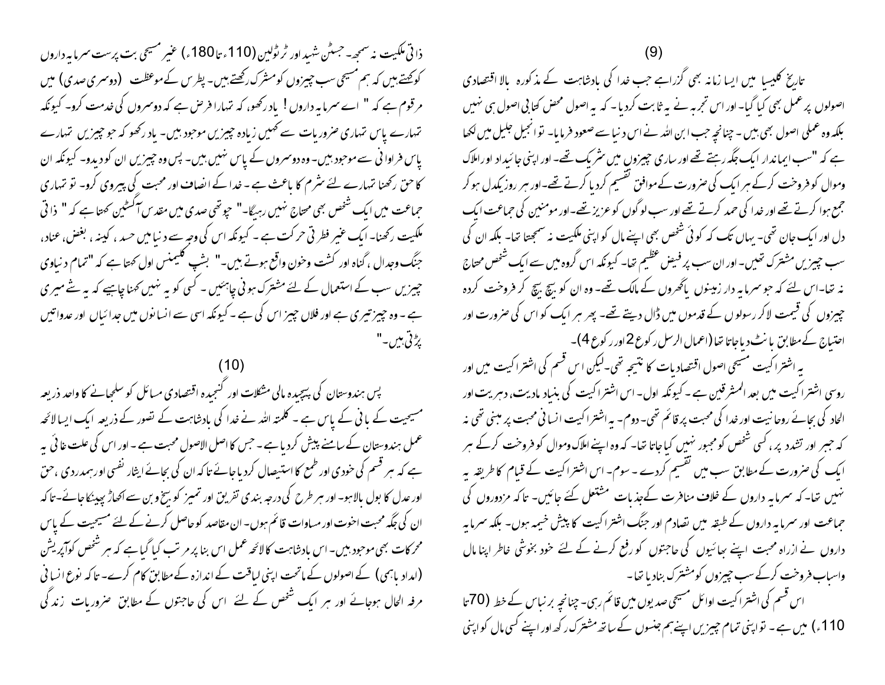(9)

تاریخ کلیسیا میں ایسا زمانہ بھی گزراہے جب خدا کی بادشاہت کے مذکورہ بالا اقتصادی اصولوں پر عمل بھی کیا گیا۔ اور اس تجربہ نے یہ ثابت کردیا ۔ کہ یہ اصول محض کتابی اصول ہی نہیں بلکہ وہ عملی اصول بھی ہیں ۔ چنانچہ جب ابن اللہ نے اس دنیا سے صعود فرمایا۔ تو انجیل جلیل میں لکھا ہے کہ "سب ایماندار ایک جگہ رہتے تھے اور ساری چیزوں میں شریک تھے۔ اور اپنی جائیداد اور املاک ومِوال کو فروخت کرکے ہر ایک کی ضرورت کے موافق تقسیم کردیا کرتے تھے۔اور ہر روز یکدل ہو کر جمع ہوا کرتے تھے اور خدا کی حمد کرتے تھے اور سب لوگوں کو عزیز تھے۔اور مومنین کی جماعت ایک دل اور ایک جان تھی۔ یہاں تک کہ کوئی شخص بھی اپنے مال کو اپنی ملکیت نہ سمجھتا تھا۔ بلکہ ان کی سب چیزیں مشترک تھیں۔ اور ان سب پر فیض عظیم تھا۔ کیونکہ اس گروہ میں سے ایک شخص محتاج نہ تھا۔اس لئے کہ جو سرمایہ دار زمینوں یا گھروں کے مالک تھے۔ وہ ان کو بیچ بیچ کر فروخت کردہ چیزوں کی قیمت لاکر رسولوں کے قدموں میں ڈال دیتے تھے۔ پھر ہر ایک کو اس کی ضرورت اور احتیاج کے مطابق بانٹ دیا جاتا تھا (اعمال الرسل رکوع 2 اور رکوع 4)۔

یہ اشتراکیت مسیحی اصول اقتصادیات کا نتیجہ تھی۔لیکن اس قسم کی اشتراکیت میں اور روسی اشتراکیت میں بعد المشرقین ہے ۔ کیونکہ اول۔ اس اشتراکیت کی بنیاد مادیت، دہریت اور الحاد کی بجائے روحانیت اور خدا کی محبت پر قائم تھی۔ دوم۔ یہ اشتراکیت انسانی محبت پر مبنی تھی نہ کہ جبر اور تشدد پر ، کسی شخص کو مجبور نہیں کیا جاتا تھا۔ کہ وہ اپنے املاک ومِوال کو فروخت کرکے ہر ایک کی ضرورت کے مطابق سب میں تقسیم کردے ۔ سوم۔ اس اشتراکیت کے قیام کا طریقہ یہ نہیں تھا۔کہ سرمایہ داروں کے خلاف منافرت کےجذبات مشتعل کئے جائیں۔ تاکہ مزدوروں کی جماعت اور سرمایہ داروں کے طبقہ میں تصادم اور جنگ اشتراکیت کا پیش خیمہ ہوں۔ بلکہ سرمایہ داروں نے ازراہ محبت اپنے بھائیوں کی حاجتوں کو رفع کرنے کے لئے خود بخوشی خاطر اپنا مال واسباب فروخت کرکے سب چیزوں کو مشترک بنادیا تھا۔

اس قسم کی اشتراکیت اوائل مسیحی صدیوں میں قائم رہی۔ چنانچہ برنباس کے خط (70تا 110ء) میں ہے ۔ تو اپنی تمام چیزیں اپنے ہم جنسوں کے ساتھ مشترک رکھ اور اپنے کسی مال کو اپنی ذاتی ملکیت نہ سمجھ۔ جسٹن شہید اور ٹرٹولین (110ء تا180ء) غیر مسیحی بت پرست سرمایہ داروں کوکہتے ہیں کہ ہم مسیحی سب چیزوں کو مشترک رکھتے ہیں۔ پطرس کے موعظت (دوسری صدی) میں مرقوم ہے کہ " اے سرمایہ داروں ! یاد رکھو، کہ تمہارا فرض ہے کہ دوسروں کی خدمت کرو۔ کیونکہ تمہارے پاس تمہاری ضروریات سے کہیں زیادہ چیزیں موجود ہیں۔ یاد رکھو کہ جو چیزیں تمہارے پاس فراوانی سے موجود ہیں۔ وہ دوسروں کے پاس نہیں ہیں۔ پس وہ چیزیں ان کو دیدو۔ کیونکہ ان کا حق رکھنا تمہارے لئے شرم کا باعث ہے ۔ خدا کے انصاف اور محبت کی پیروی کرو۔ تو تمہاری جماعت میں ایک شخص بھی محتاج نہیں رہیگا۔" چوتھی صدی میں مقدس آگسٹین کہتا ہے کہ " ذاتی ملکیت رکھنا۔ ایک غیر فطرتی حرکت ہے ۔ کیونکہ اس کی وجہ سے دنیا میں حسد ، کینہ ، بغض، عناد، جنگ وجدال ، گناہ اور کشت وخون واقع ہوتے ہیں۔" بشپ کلیمنس اول کہتا ہے کہ "تمام دنیاوی چیزیں سب کے استعمال کے لئے مشترک ہونی چاہئیں ۔ کسی کو یہ نہیں کہنا چاہیے کہ یہ شے میری ہے ۔ وہ چیز تیری ہے اور فلاں چیز اس کی ہے ۔ کیونکہ اسی سے انسانوں میں جدائیاں اور عدواتیں پڑتی ہیں۔"

(10)

پس ہندوستان کی پیچیدہ مالی مشکلات اور گنجیدہ اقتصادی مسائل کو سلجھانے کا واحد ذریعہ مسیحیت کے بانی کے پاس ہے ۔ کلمتہ اللہ نے خدا کی بادشاہت کے تصور کے ذریعہ ایک ایسا لائحہ عمل ہندوستان کے سامنے پیش کردیا ہے ۔ جس کا اصل الاصول محبت ہے ۔ اور اس کی علت غائی یہ ہے کہ ہر قسم کی خودی اور طمع کا استیصال کردیا جائے تاکہ ان کی بجائے ایثار نفسی اورہمدردی ،حق اور عدل کا بول بالاہو۔ اور ہر طرح کی درجہ بندی تفریق اور تمیز کو بیخ وبن سے اکھاڑ پھینکا جائے۔تاکہ ان کی جگہ محبت اخوت اور مساوات قائم ہوں۔ ان مقاصد کو حاصل کرنے کے لئے مسیحیت کے پاس محرکات بھی موجود ہیں۔ اس بادشاہت کا لائحہ عمل اس بنا پر مرتب کیا گیا ہے کہ ہر شخص کوآپریشن (امداد باہمی) کے اصولوں کے ماتحت اپنی لیاقت کے اندازہ کے مطابق کام کرے۔ تاکہ نوع انسانی مرفہ الحال ہوجائے اور ہر ایک شخص کے لئے اس کی حاجتوں کے مطابق ضروریات زندگی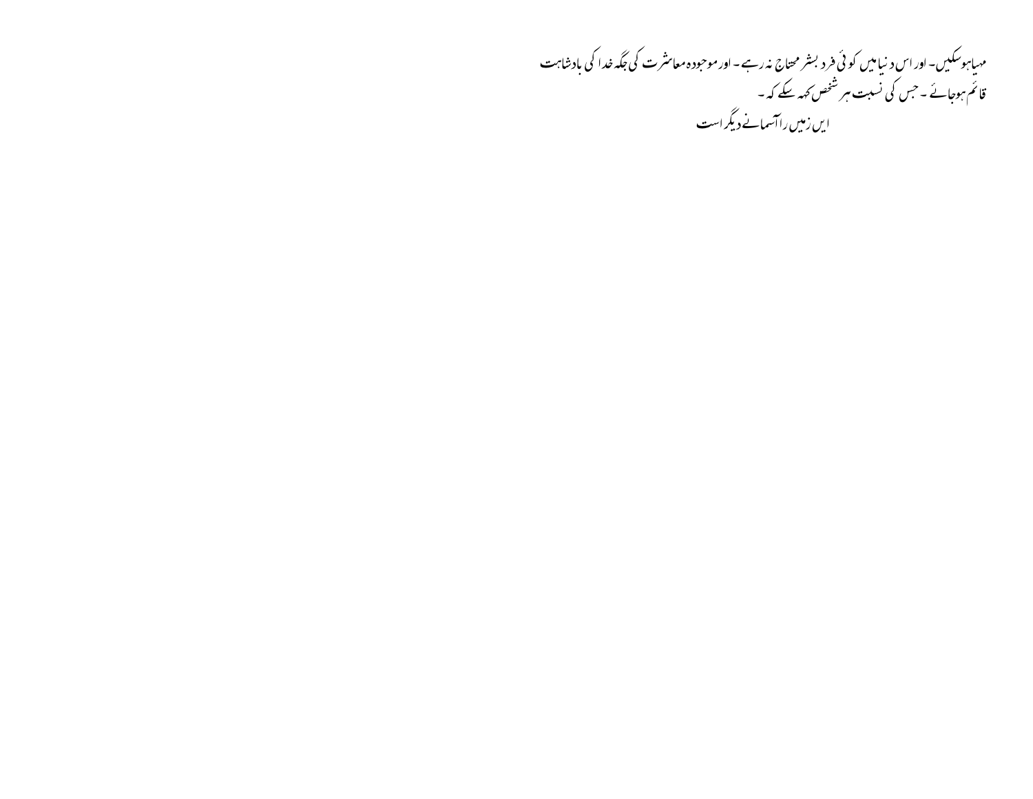مہیاہوسکیں۔ اور اس دنیا میں کوئی فرد بشر محتاج نہ رہے۔ اور موجودہ معاشرت کی جگہ خدا کی بادشاہت قائم ہوجائے ۔ جس کی نسبت ہر شخص کہہ سکے کہ ۔

این زمیں راآسمانے دیگراست